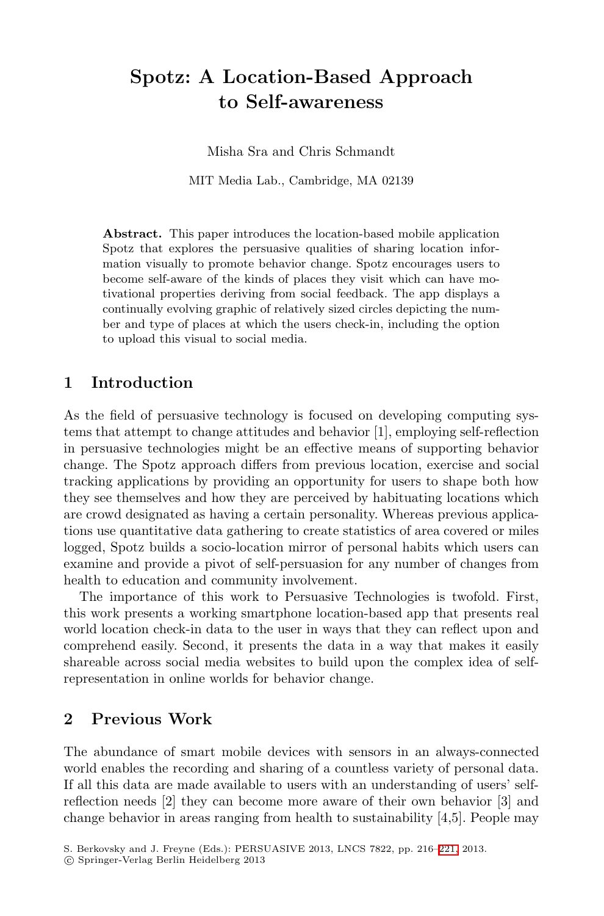# Spotz: A Location-Based Approach to Self-awareness

Misha Sra and Chris Schmandt

MIT Media Lab., Cambridge, MA 02139

**Abstract.** This paper introduces the location-based mobile application Spotz that explores the persuasive qualities of sharing location information visually to promote behavior change. Spotz encourages users to become self-aware of the kinds of places they visit which can have motivational properties deriving from social feedback. The app displays a continually evolving graphic of relatively sized circles depicting the number and type of places at which the users check-in, including the option to upload this visual to social media.

## 1 Introduction

As the field of persuasive technology is focused on developing computing systems that attempt to change attitudes and behavior [1], employing self-reflection in persuasive technologies might be an effective means of supporting behavior change. The Spotz approach differs from previous location, exercise and social tracking applications by providing an opportunity for users to shape both how they see themselves and how they are perceived by habituating locations which are crowd designated as having a certain personality. Whereas previous applications use quantitative data gathering to create statistics of area covered or miles logged, Spotz builds a socio-location mirror of personal habits which users can examine and provide a pivot of self-persuasion for any number of changes from health to education and community involvement.

The importance of this work to Persuasive Technologies is twofold. First, this work presents a working smartphone location-based app that presents real world location check-in data to the user in ways that they can reflect upon and comprehend easily. Second, it presents the data in a way that makes it easily shareable across social media websites to build upon the complex idea of self-representation in online worlds for behavior change.

## 2 Previous Work

The abundance of smart mobile devices with sensors in an always-connected world enables the recording and sharing of a countless variety of personal data. If all this data are made available to users with an understanding of users' self-reflection needs [2] they can become more aware of their own behavior [3] and change behavior in areas ranging from health to sustainability [4,5]. People may

S. Berkovsky and J. Freyne (Eds.): PERSUASIVE 2013, LNCS 7822, pp. 216–221, 2013.
© Springer-Verlag Berlin Heidelberg 2013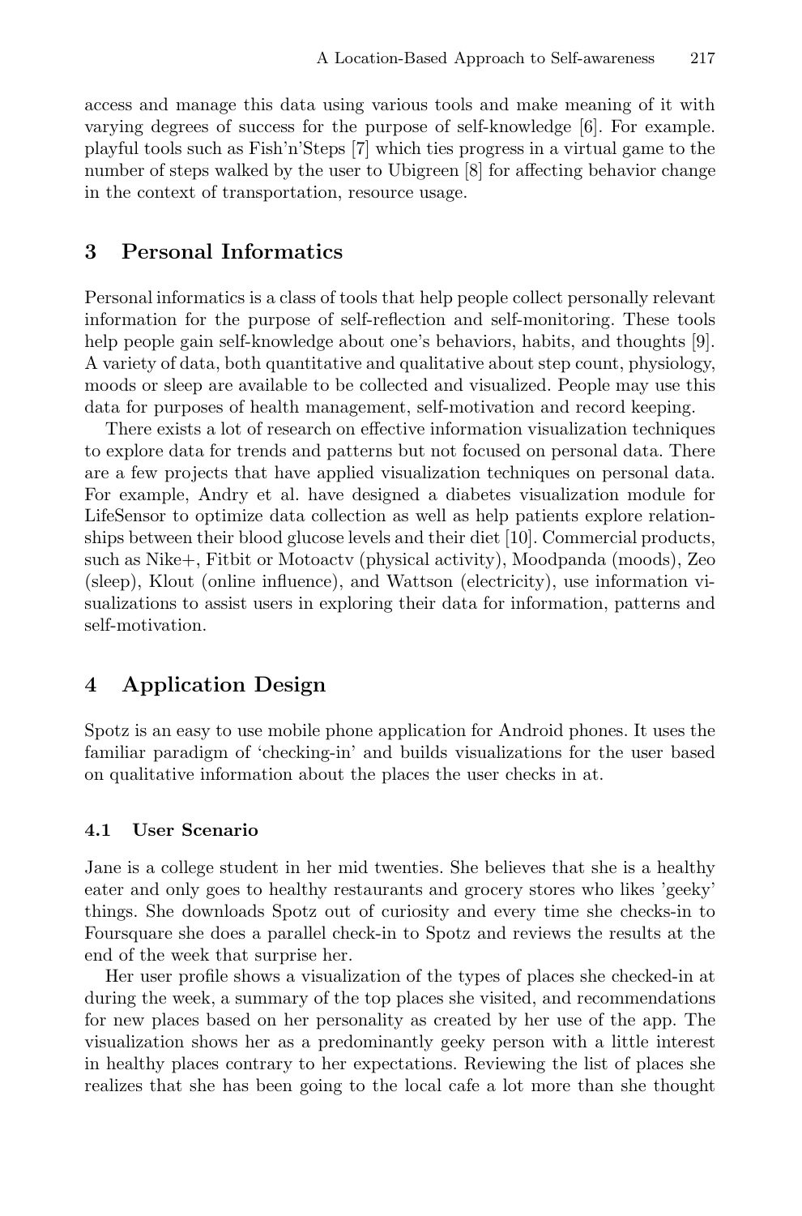access and manage this data using various tools and make meaning of it with varying degrees of success for the purpose of self-knowledge [6]. For example. playful tools such as Fish'n'Steps [7] which ties progress in a virtual game to the number of steps walked by the user to Ubigreen [8] for affecting behavior change in the context of transportation, resource usage.

## 3 Personal Informatics

Personal informatics is a class of tools that help people collect personally relevant information for the purpose of self-reflection and self-monitoring. These tools help people gain self-knowledge about one's behaviors, habits, and thoughts [9]. A variety of data, both quantitative and qualitative about step count, physiology, moods or sleep are available to be collected and visualized. People may use this data for purposes of health management, self-motivation and record keeping.

There exists a lot of research on effective information visualization techniques to explore data for trends and patterns but not focused on personal data. There are a few projects that have applied visualization techniques on personal data. For example, Andry et al. have designed a diabetes visualization module for LifeSensor to optimize data collection as well as help patients explore relationships between their blood glucose levels and their diet [10]. Commercial products, such as Nike+, Fitbit or Motoactv (physical activity), Moodpanda (moods), Zeo (sleep), Klout (online influence), and Wattson (electricity), use information visualizations to assist users in exploring their data for information, patterns and self-motivation.

## 4 Application Design

Spotz is an easy to use mobile phone application for Android phones. It uses the familiar paradigm of 'checking-in' and builds visualizations for the user based on qualitative information about the places the user checks in at.

### 4.1 User Scenario

Jane is a college student in her mid twenties. She believes that she is a healthy eater and only goes to healthy restaurants and grocery stores who likes 'geeky' things. She downloads Spotz out of curiosity and every time she checks-in to Foursquare she does a parallel check-in to Spotz and reviews the results at the end of the week that surprise her.

Her user profile shows a visualization of the types of places she checked-in at during the week, a summary of the top places she visited, and recommendations for new places based on her personality as created by her use of the app. The visualization shows her as a predominantly geeky person with a little interest in healthy places contrary to her expectations. Reviewing the list of places she realizes that she has been going to the local cafe a lot more than she thought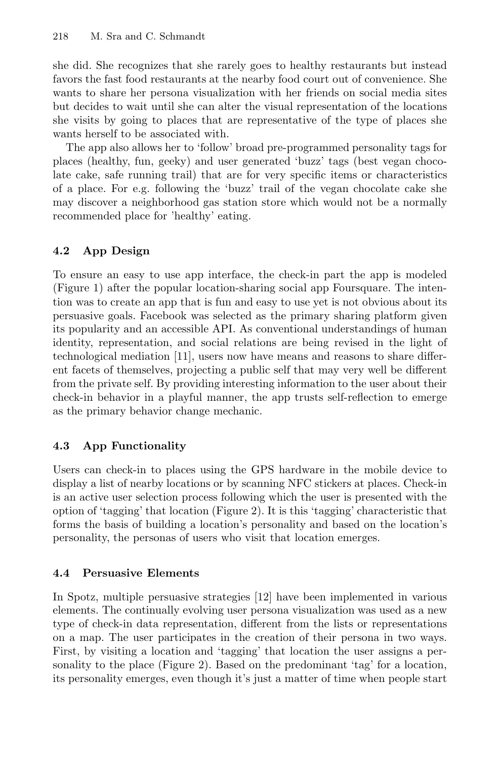she did. She recognizes that she rarely goes to healthy restaurants but instead favors the fast food restaurants at the nearby food court out of convenience. She wants to share her persona visualization with her friends on social media sites but decides to wait until she can alter the visual representation of the locations she visits by going to places that are representative of the type of places she wants herself to be associated with.

The app also allows her to 'follow' broad pre-programmed personality tags for places (healthy, fun, geeky) and user generated 'buzz' tags (best vegan chocolate cake, safe running trail) that are for very specific items or characteristics of a place. For e.g. following the 'buzz' trail of the vegan chocolate cake she may discover a neighborhood gas station store which would not be a normally recommended place for 'healthy' eating.

### 4.2 App Design

To ensure an easy to use app interface, the check-in part the app is modeled (Figure 1) after the popular location-sharing social app Foursquare. The intention was to create an app that is fun and easy to use yet is not obvious about its persuasive goals. Facebook was selected as the primary sharing platform given its popularity and an accessible API. As conventional understandings of human identity, representation, and social relations are being revised in the light of technological mediation [11], users now have means and reasons to share different facets of themselves, projecting a public self that may very well be different from the private self. By providing interesting information to the user about their check-in behavior in a playful manner, the app trusts self-reflection to emerge as the primary behavior change mechanic.

### 4.3 App Functionality

Users can check-in to places using the GPS hardware in the mobile device to display a list of nearby locations or by scanning NFC stickers at places. Check-in is an active user selection process following which the user is presented with the option of 'tagging' that location (Figure 2). It is this 'tagging' characteristic that forms the basis of building a location's personality and based on the location's personality, the personas of users who visit that location emerges.

### 4.4 Persuasive Elements

In Spotz, multiple persuasive strategies [12] have been implemented in various elements. The continually evolving user persona visualization was used as a new type of check-in data representation, different from the lists or representations on a map. The user participates in the creation of their persona in two ways. First, by visiting a location and 'tagging' that location the user assigns a personality to the place (Figure 2). Based on the predominant 'tag' for a location, its personality emerges, even though it's just a matter of time when people start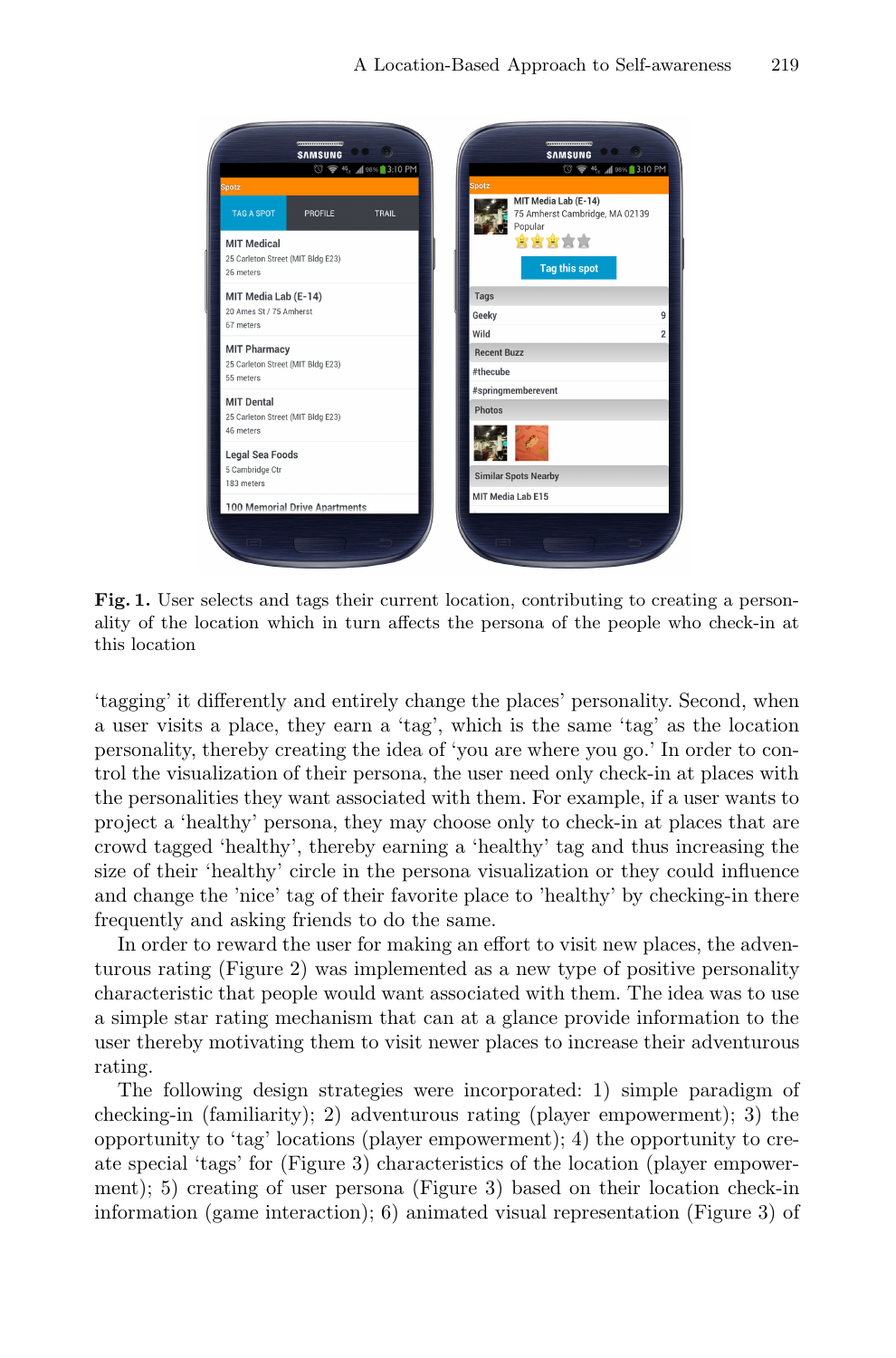**Fig. 1.** User selects and tags their current location, contributing to creating a personality of the location which in turn affects the persona of the people who check-in at this location

'tagging' it differently and entirely change the places' personality. Second, when a user visits a place, they earn a 'tag', which is the same 'tag' as the location personality, thereby creating the idea of 'you are where you go.' In order to control the visualization of their persona, the user need only check-in at places with the personalities they want associated with them. For example, if a user wants to project a 'healthy' persona, they may choose only to check-in at places that are crowd tagged 'healthy', thereby earning a 'healthy' tag and thus increasing the size of their 'healthy' circle in the persona visualization or they could influence and change the 'nice' tag of their favorite place to 'healthy' by checking-in there frequently and asking friends to do the same.

In order to reward the user for making an effort to visit new places, the adventurous rating (Figure 2) was implemented as a new type of positive personality characteristic that people would want associated with them. The idea was to use a simple star rating mechanism that can at a glance provide information to the user thereby motivating them to visit newer places to increase their adventurous rating.

The following design strategies were incorporated: 1) simple paradigm of checking-in (familiarity); 2) adventurous rating (player empowerment); 3) the opportunity to 'tag' locations (player empowerment); 4) the opportunity to create special 'tags' for (Figure 3) characteristics of the location (player empowerment); 5) creating of user persona (Figure 3) based on their location check-in information (game interaction); 6) animated visual representation (Figure 3) of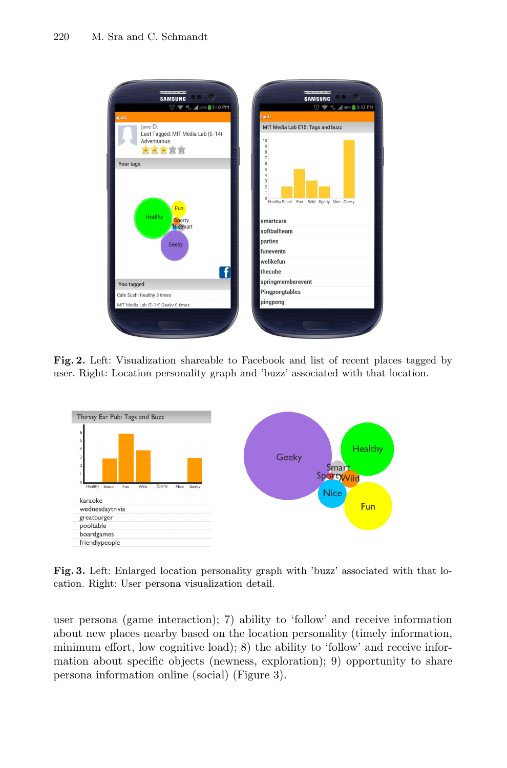**Fig. 2.** Left: Visualization shareable to Facebook and list of recent places tagged by user. Right: Location personality graph and 'buzz' associated with that location.

**Fig. 3.** Left: Enlarged location personality graph with 'buzz' associated with that location. Right: User persona visualization detail.

user persona (game interaction); 7) ability to 'follow' and receive information about new places nearby based on the location personality (timely information, minimum effort, low cognitive load); 8) the ability to 'follow' and receive information about specific objects (newness, exploration); 9) opportunity to share persona information online (social) (Figure 3).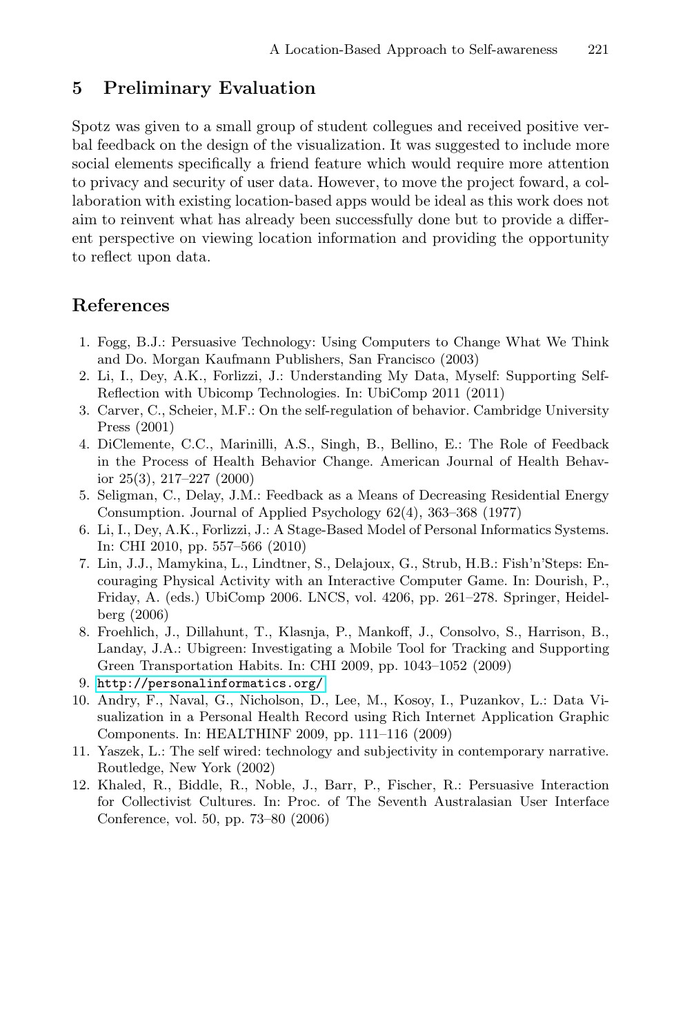## 5 Preliminary Evaluation

Spotz was given to a small group of student collegues and received positive verbal feedback on the design of the visualization. It was suggested to include more social elements specifically a friend feature which would require more attention to privacy and security of user data. However, to move the project foward, a collaboration with existing location-based apps would be ideal as this work does not aim to reinvent what has already been successfully done but to provide a different perspective on viewing location information and providing the opportunity to reflect upon data.

## References

1. Fogg, B.J.: Persuasive Technology: Using Computers to Change What We Think and Do. Morgan Kaufmann Publishers, San Francisco (2003)
2. Li, I., Dey, A.K., Forlizzi, J.: Understanding My Data, Myself: Supporting Self-Reflection with Ubicomp Technologies. In: UbiComp 2011 (2011)
3. Carver, C., Scheier, M.F.: On the self-regulation of behavior. Cambridge University Press (2001)
4. DiClemente, C.C., Marinilli, A.S., Singh, B., Bellino, E.: The Role of Feedback in the Process of Health Behavior Change. American Journal of Health Behavior 25(3), 217–227 (2000)
5. Seligman, C., Delay, J.M.: Feedback as a Means of Decreasing Residential Energy Consumption. Journal of Applied Psychology 62(4), 363–368 (1977)
6. Li, I., Dey, A.K., Forlizzi, J.: A Stage-Based Model of Personal Informatics Systems. In: CHI 2010, pp. 557–566 (2010)
7. Lin, J.J., Mamykina, L., Lindtner, S., Delajoux, G., Strub, H.B.: Fish'n'Steps: Encouraging Physical Activity with an Interactive Computer Game. In: Dourish, P., Friday, A. (eds.) UbiComp 2006. LNCS, vol. 4206, pp. 261–278. Springer, Heidelberg (2006)
8. Froehlich, J., Dillahunt, T., Klasnja, P., Mankoff, J., Consolvo, S., Harrison, B., Landay, J.A.: Ubigreen: Investigating a Mobile Tool for Tracking and Supporting Green Transportation Habits. In: CHI 2009, pp. 1043–1052 (2009)
9. http://personalinformatics.org/
10. Andry, F., Naval, G., Nicholson, D., Lee, M., Kosoy, I., Puzankov, L.: Data Visualization in a Personal Health Record using Rich Internet Application Graphic Components. In: HEALTHINF 2009, pp. 111–116 (2009)
11. Yaszek, L.: The self wired: technology and subjectivity in contemporary narrative. Routledge, New York (2002)
12. Khaled, R., Biddle, R., Noble, J., Barr, P., Fischer, R.: Persuasive Interaction for Collectivist Cultures. In: Proc. of The Seventh Australasian User Interface Conference, vol. 50, pp. 73–80 (2006)